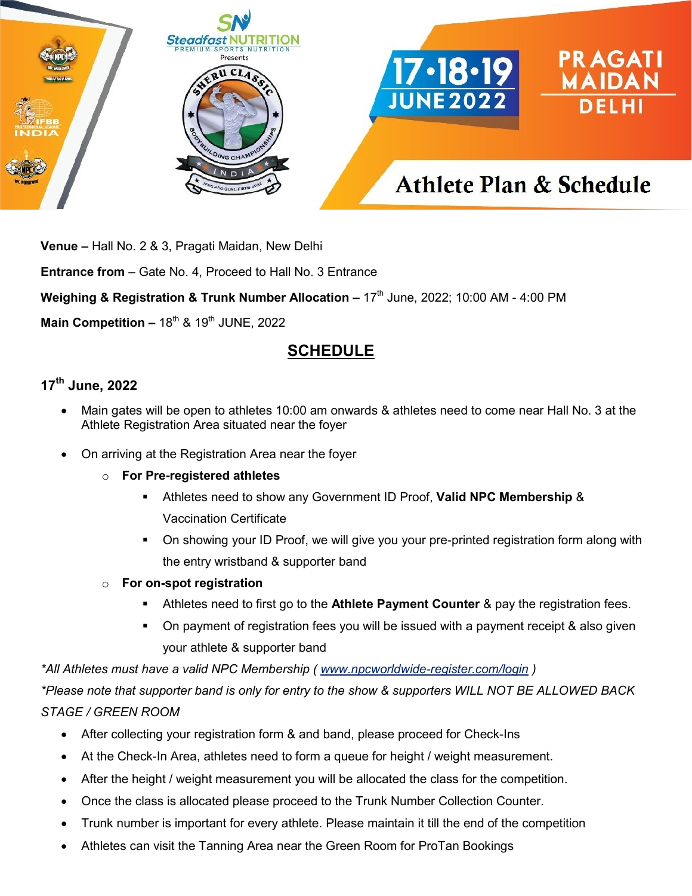Steadfast NUTRITION
PREMIUM SPORTS NUTRITION
Presents

SHERU CLASSIC BODYBUILDING CHAMPIONSHIPS INDIA

IFBB PRO QUALIFIERS 2022

17•18•19 JUNE 2022

PRAGATI MAIDAN DELHI

# Athlete Plan & Schedule

**Venue –** Hall No. 2 & 3, Pragati Maidan, New Delhi

**Entrance from** – Gate No. 4, Proceed to Hall No. 3 Entrance

**Weighing & Registration & Trunk Number Allocation –** 17th June, 2022; 10:00 AM - 4:00 PM

**Main Competition –** 18th & 19th JUNE, 2022

## SCHEDULE

### 17th June, 2022

- Main gates will be open to athletes 10:00 am onwards & athletes need to come near Hall No. 3 at the Athlete Registration Area situated near the foyer
- On arriving at the Registration Area near the foyer
  - **For Pre-registered athletes**
    - Athletes need to show any Government ID Proof, **Valid NPC Membership** & Vaccination Certificate
    - On showing your ID Proof, we will give you your pre-printed registration form along with the entry wristband & supporter band
  - **For on-spot registration**
    - Athletes need to first go to the **Athlete Payment Counter** & pay the registration fees.
    - On payment of registration fees you will be issued with a payment receipt & also given your athlete & supporter band

*\*All Athletes must have a valid NPC Membership ( www.npcworldwide-register.com/login )*

*\*Please note that supporter band is only for entry to the show & supporters WILL NOT BE ALLOWED BACK STAGE / GREEN ROOM*

- After collecting your registration form & and band, please proceed for Check-Ins
- At the Check-In Area, athletes need to form a queue for height / weight measurement.
- After the height / weight measurement you will be allocated the class for the competition.
- Once the class is allocated please proceed to the Trunk Number Collection Counter.
- Trunk number is important for every athlete. Please maintain it till the end of the competition
- Athletes can visit the Tanning Area near the Green Room for ProTan Bookings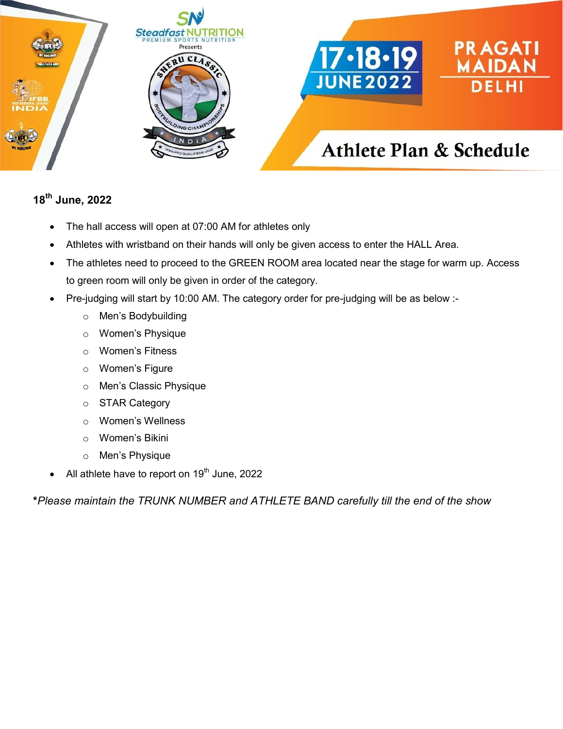## 18th June, 2022

- The hall access will open at 07:00 AM for athletes only
- Athletes with wristband on their hands will only be given access to enter the HALL Area.
- The athletes need to proceed to the GREEN ROOM area located near the stage for warm up. Access to green room will only be given in order of the category.
- Pre-judging will start by 10:00 AM. The category order for pre-judging will be as below :-
    - Men's Bodybuilding
    - Women's Physique
    - Women's Fitness
    - Women's Figure
    - Men's Classic Physique
    - STAR Category
    - Women's Wellness
    - Women's Bikini
    - Men's Physique
- All athlete have to report on 19th June, 2022

***Please maintain the TRUNK NUMBER and ATHLETE BAND carefully till the end of the show***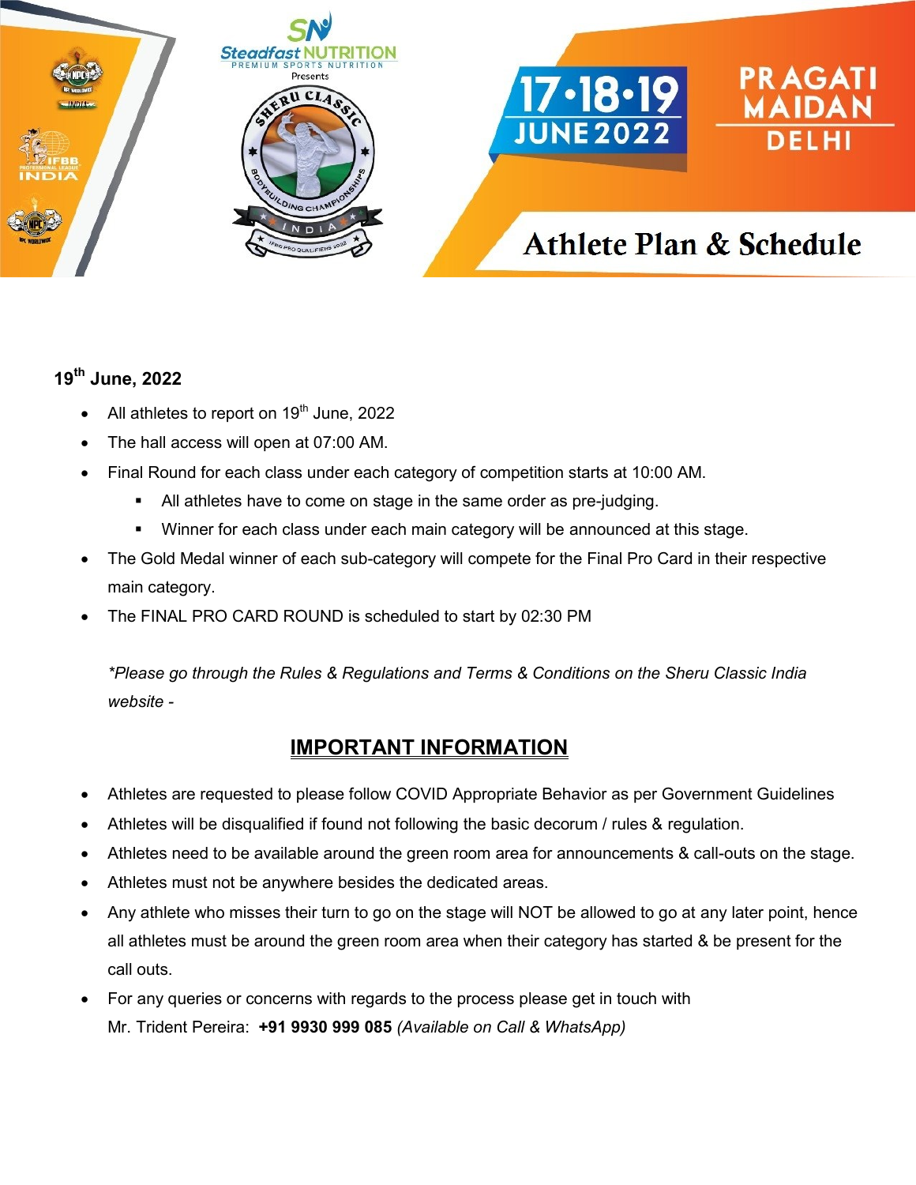# Athlete Plan & Schedule

**17·18·19 JUNE 2022**

**PRAGATI MAIDAN DELHI**

Steadfast NUTRITION – PREMIUM SPORTS NUTRITION Presents SHERU CLASSIC BODYBUILDING CHAMPIONSHIPS INDIA – IFBB PRO QUALIFIERS 2022

### 19th June, 2022

- All athletes to report on 19th June, 2022
- The hall access will open at 07:00 AM.
- Final Round for each class under each category of competition starts at 10:00 AM.
  - All athletes have to come on stage in the same order as pre-judging.
  - Winner for each class under each main category will be announced at this stage.
- The Gold Medal winner of each sub-category will compete for the Final Pro Card in their respective main category.
- The FINAL PRO CARD ROUND is scheduled to start by 02:30 PM

*\*Please go through the Rules & Regulations and Terms & Conditions on the Sheru Classic India website -*

## IMPORTANT INFORMATION

- Athletes are requested to please follow COVID Appropriate Behavior as per Government Guidelines
- Athletes will be disqualified if found not following the basic decorum / rules & regulation.
- Athletes need to be available around the green room area for announcements & call-outs on the stage.
- Athletes must not be anywhere besides the dedicated areas.
- Any athlete who misses their turn to go on the stage will NOT be allowed to go at any later point, hence all athletes must be around the green room area when their category has started & be present for the call outs.
- For any queries or concerns with regards to the process please get in touch with Mr. Trident Pereira: **+91 9930 999 085** *(Available on Call & WhatsApp)*